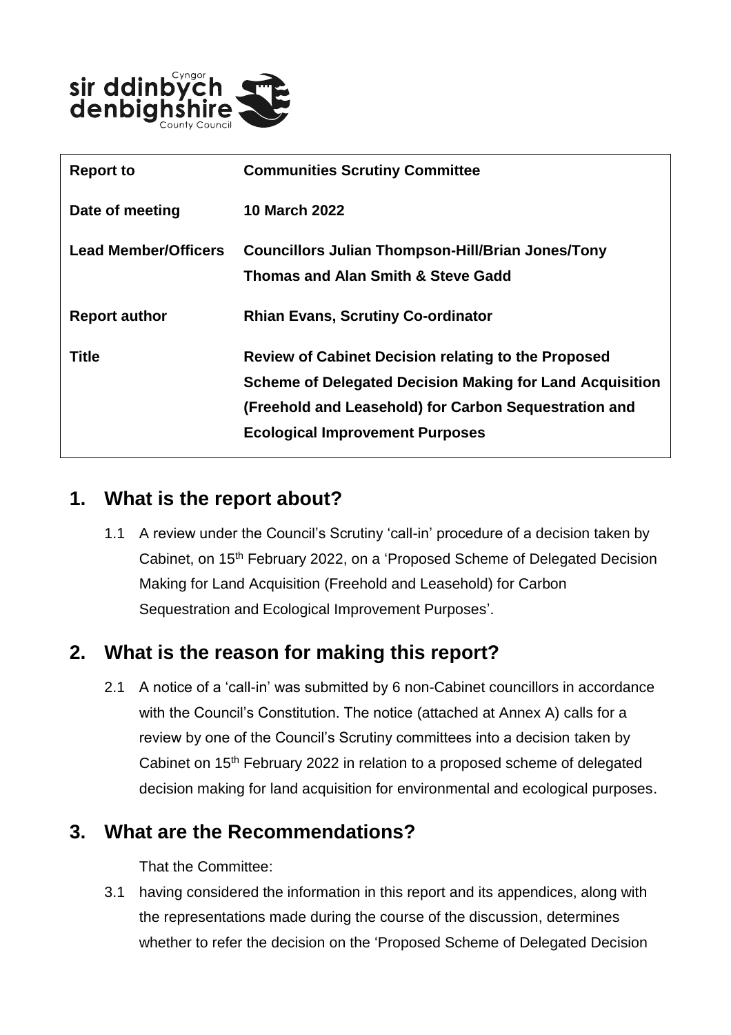| Report to | Communities Scrutiny Committee |
|---|---|
| Date of meeting | 10 March 2022 |
| Lead Member/Officers | Councillors Julian Thompson-Hill/Brian Jones/Tony Thomas and Alan Smith & Steve Gadd |
| Report author | Rhian Evans, Scrutiny Co-ordinator |
| Title | Review of Cabinet Decision relating to the Proposed Scheme of Delegated Decision Making for Land Acquisition (Freehold and Leasehold) for Carbon Sequestration and Ecological Improvement Purposes |

## 1. What is the report about?

1.1 A review under the Council's Scrutiny 'call-in' procedure of a decision taken by Cabinet, on 15th February 2022, on a 'Proposed Scheme of Delegated Decision Making for Land Acquisition (Freehold and Leasehold) for Carbon Sequestration and Ecological Improvement Purposes'.

## 2. What is the reason for making this report?

2.1 A notice of a 'call-in' was submitted by 6 non-Cabinet councillors in accordance with the Council's Constitution. The notice (attached at Annex A) calls for a review by one of the Council's Scrutiny committees into a decision taken by Cabinet on 15th February 2022 in relation to a proposed scheme of delegated decision making for land acquisition for environmental and ecological purposes.

## 3. What are the Recommendations?

That the Committee:

3.1 having considered the information in this report and its appendices, along with the representations made during the course of the discussion, determines whether to refer the decision on the 'Proposed Scheme of Delegated Decision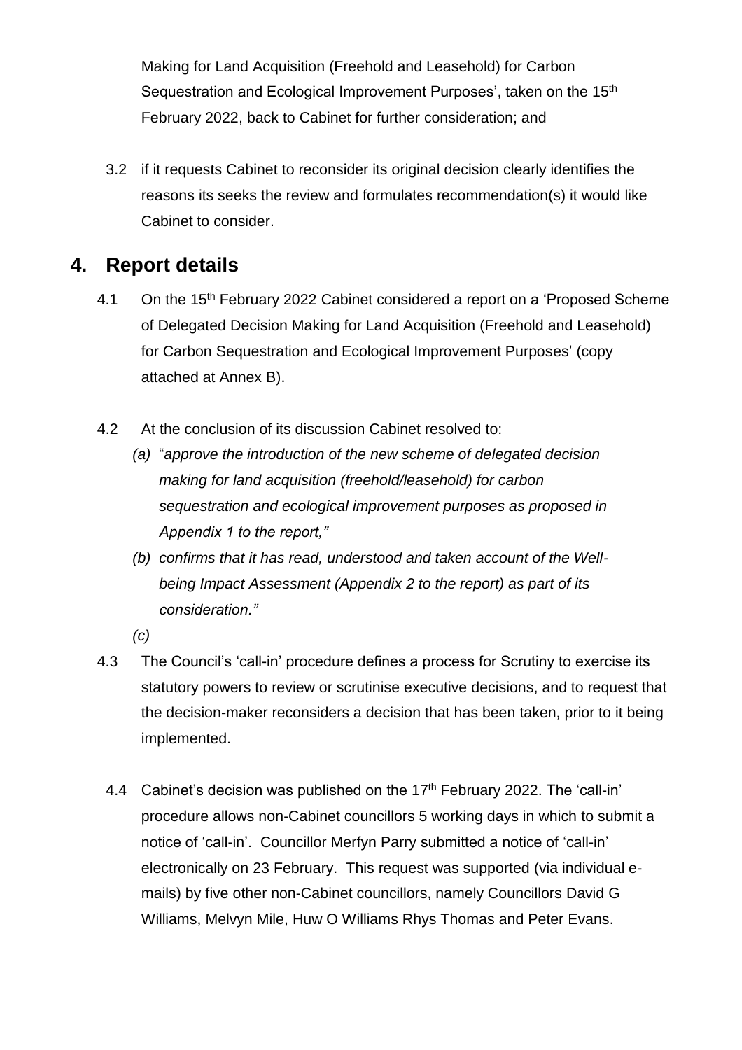Making for Land Acquisition (Freehold and Leasehold) for Carbon Sequestration and Ecological Improvement Purposes', taken on the 15th February 2022, back to Cabinet for further consideration; and

3.2 if it requests Cabinet to reconsider its original decision clearly identifies the reasons its seeks the review and formulates recommendation(s) it would like Cabinet to consider.

## 4. Report details

4.1 On the 15th February 2022 Cabinet considered a report on a 'Proposed Scheme of Delegated Decision Making for Land Acquisition (Freehold and Leasehold) for Carbon Sequestration and Ecological Improvement Purposes' (copy attached at Annex B).

4.2 At the conclusion of its discussion Cabinet resolved to:

*(a)* "*approve the introduction of the new scheme of delegated decision making for land acquisition (freehold/leasehold) for carbon sequestration and ecological improvement purposes as proposed in Appendix 1 to the report,"*

*(b) confirms that it has read, understood and taken account of the Well-being Impact Assessment (Appendix 2 to the report) as part of its consideration."*

*(c)*

4.3 The Council's 'call-in' procedure defines a process for Scrutiny to exercise its statutory powers to review or scrutinise executive decisions, and to request that the decision-maker reconsiders a decision that has been taken, prior to it being implemented.

4.4 Cabinet's decision was published on the 17th February 2022. The 'call-in' procedure allows non-Cabinet councillors 5 working days in which to submit a notice of 'call-in'. Councillor Merfyn Parry submitted a notice of 'call-in' electronically on 23 February. This request was supported (via individual e-mails) by five other non-Cabinet councillors, namely Councillors David G Williams, Melvyn Mile, Huw O Williams Rhys Thomas and Peter Evans.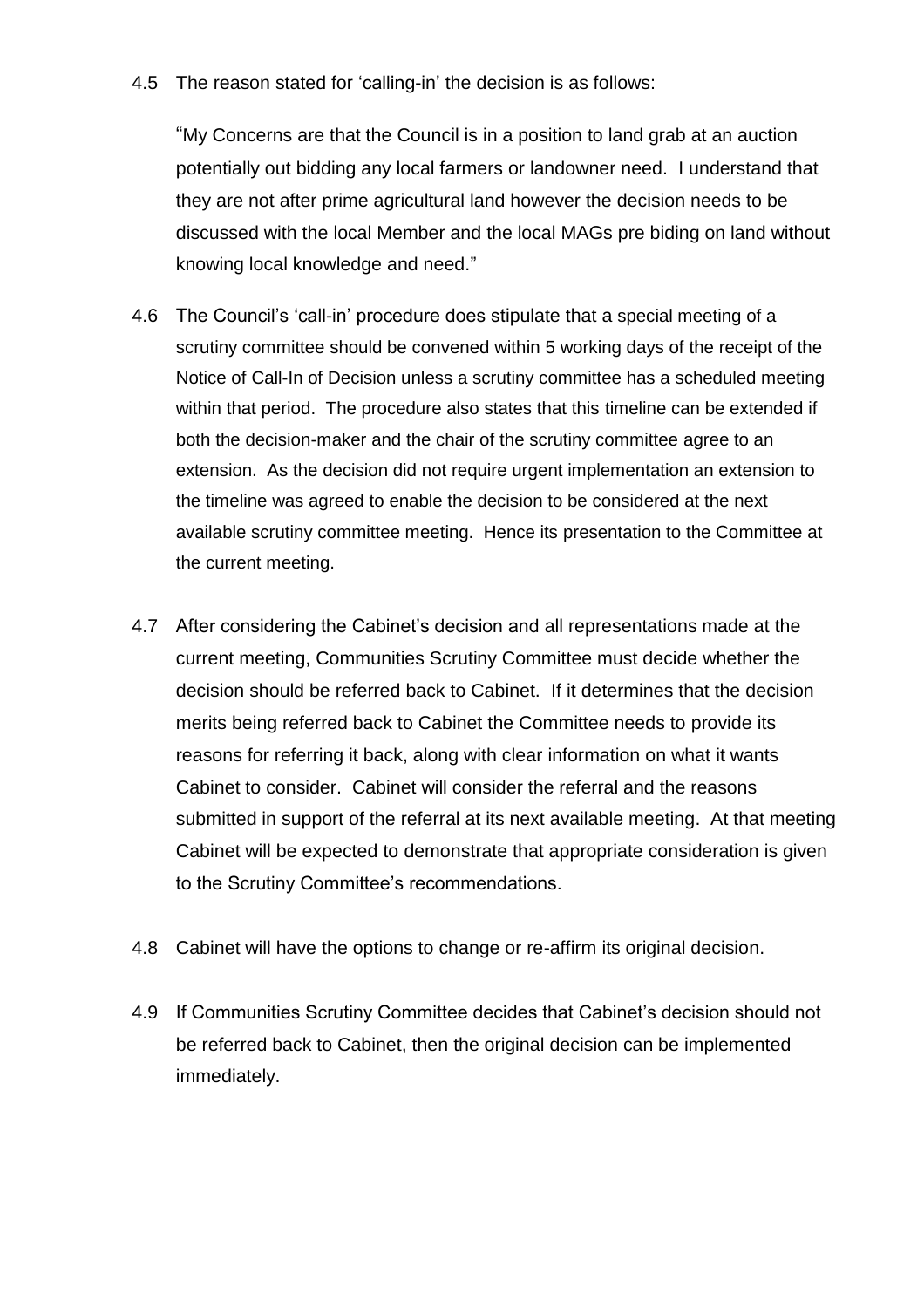4.5 The reason stated for 'calling-in' the decision is as follows:

"My Concerns are that the Council is in a position to land grab at an auction potentially out bidding any local farmers or landowner need. I understand that they are not after prime agricultural land however the decision needs to be discussed with the local Member and the local MAGs pre biding on land without knowing local knowledge and need."

4.6 The Council's 'call-in' procedure does stipulate that a special meeting of a scrutiny committee should be convened within 5 working days of the receipt of the Notice of Call-In of Decision unless a scrutiny committee has a scheduled meeting within that period. The procedure also states that this timeline can be extended if both the decision-maker and the chair of the scrutiny committee agree to an extension. As the decision did not require urgent implementation an extension to the timeline was agreed to enable the decision to be considered at the next available scrutiny committee meeting. Hence its presentation to the Committee at the current meeting.

4.7 After considering the Cabinet's decision and all representations made at the current meeting, Communities Scrutiny Committee must decide whether the decision should be referred back to Cabinet. If it determines that the decision merits being referred back to Cabinet the Committee needs to provide its reasons for referring it back, along with clear information on what it wants Cabinet to consider. Cabinet will consider the referral and the reasons submitted in support of the referral at its next available meeting. At that meeting Cabinet will be expected to demonstrate that appropriate consideration is given to the Scrutiny Committee's recommendations.

4.8 Cabinet will have the options to change or re-affirm its original decision.

4.9 If Communities Scrutiny Committee decides that Cabinet's decision should not be referred back to Cabinet, then the original decision can be implemented immediately.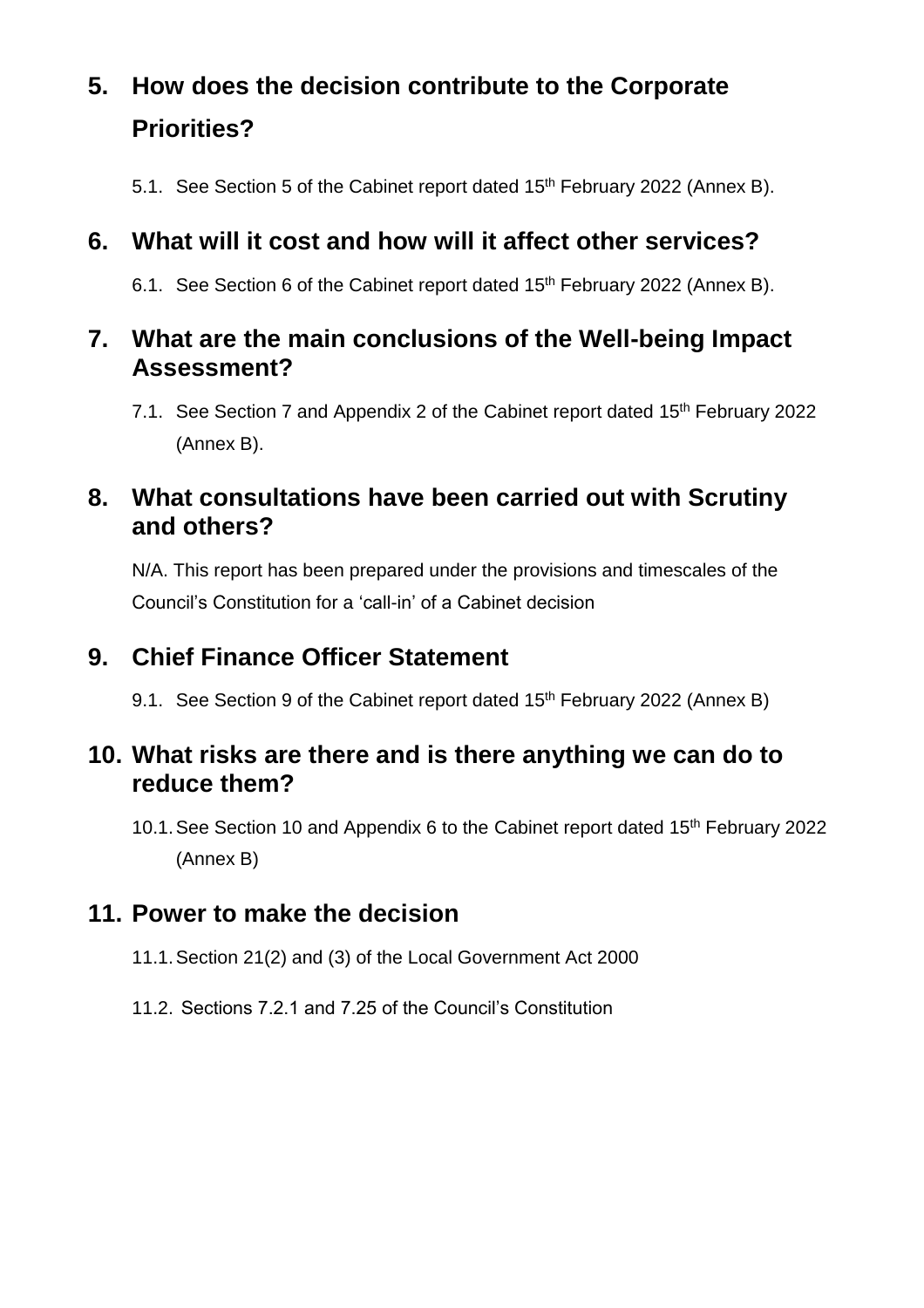## 5. How does the decision contribute to the Corporate Priorities?

5.1. See Section 5 of the Cabinet report dated 15th February 2022 (Annex B).

## 6. What will it cost and how will it affect other services?

6.1. See Section 6 of the Cabinet report dated 15th February 2022 (Annex B).

## 7. What are the main conclusions of the Well-being Impact Assessment?

7.1. See Section 7 and Appendix 2 of the Cabinet report dated 15th February 2022 (Annex B).

## 8. What consultations have been carried out with Scrutiny and others?

N/A. This report has been prepared under the provisions and timescales of the Council's Constitution for a 'call-in' of a Cabinet decision

## 9. Chief Finance Officer Statement

9.1. See Section 9 of the Cabinet report dated 15th February 2022 (Annex B)

## 10. What risks are there and is there anything we can do to reduce them?

10.1. See Section 10 and Appendix 6 to the Cabinet report dated 15th February 2022 (Annex B)

## 11. Power to make the decision

11.1. Section 21(2) and (3) of the Local Government Act 2000

11.2. Sections 7.2.1 and 7.25 of the Council's Constitution